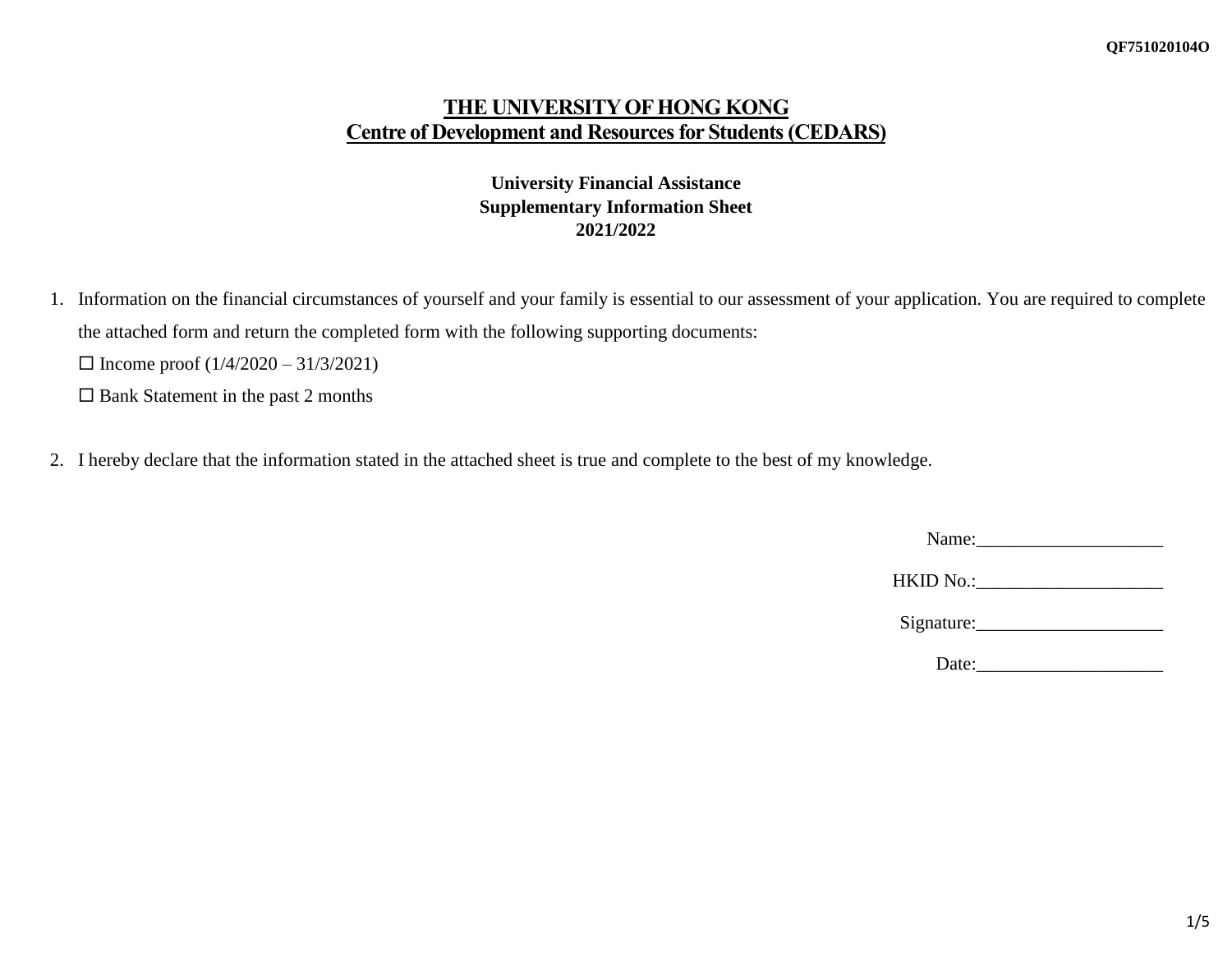QF751020104O

# THE UNIVERSITY OF HONG KONG
## Centre of Development and Resources for Students (CEDARS)

**University Financial Assistance**
**Supplementary Information Sheet**
**2021/2022**

1. Information on the financial circumstances of yourself and your family is essential to our assessment of your application. You are required to complete the attached form and return the completed form with the following supporting documents:
   ☐ Income proof (1/4/2020 – 31/3/2021)
   ☐ Bank Statement in the past 2 months

2. I hereby declare that the information stated in the attached sheet is true and complete to the best of my knowledge.

Name:____________________

HKID No.:____________________

Signature:____________________

Date:____________________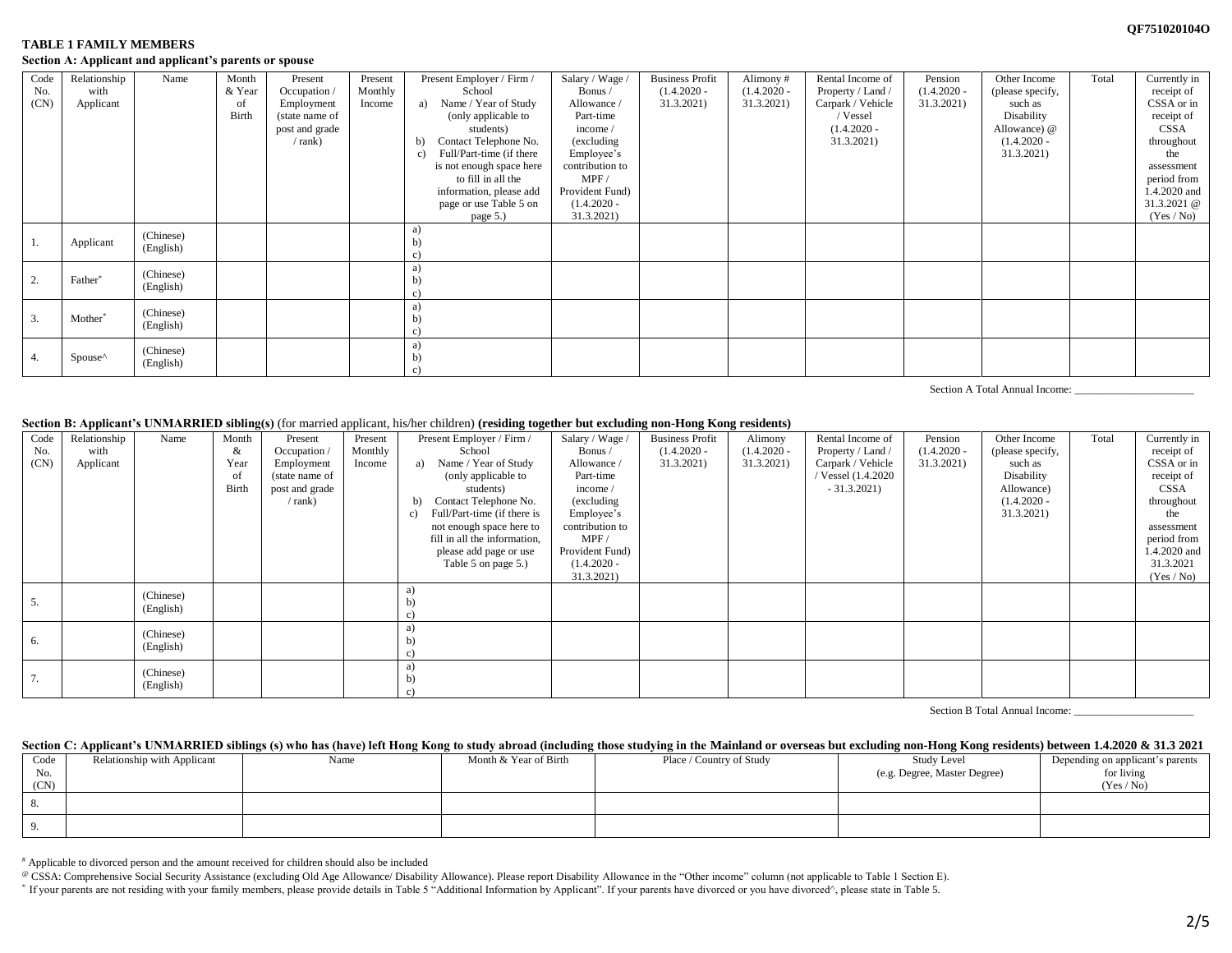**TABLE 1 FAMILY MEMBERS**

**Section A: Applicant and applicant's parents or spouse**

| Code No. (CN) | Relationship with Applicant | Name | Month & Year of Birth | Present Occupation / Employment (state name of post and grade / rank) | Present Monthly Income | Present Employer / Firm / School a) Name / Year of Study (only applicable to students) b) Contact Telephone No. c) Full/Part-time (if there is not enough space here to fill in all the information, please add page or use Table 5 on page 5.) | Salary / Wage / Bonus / Allowance / Part-time income / (excluding Employee's contribution to MPF / Provident Fund) (1.4.2020 - 31.3.2021) | Business Profit (1.4.2020 - 31.3.2021) | Alimony # (1.4.2020 - 31.3.2021) | Rental Income of Property / Land / Carpark / Vehicle / Vessel (1.4.2020 - 31.3.2021) | Pension (1.4.2020 - 31.3.2021) | Other Income (please specify, such as Disability Allowance) @ (1.4.2020 - 31.3.2021) | Total | Currently in receipt of CSSA or in receipt of CSSA throughout the assessment period from 1.4.2020 and 31.3.2021 @ (Yes / No) |
|---|---|---|---|---|---|---|---|---|---|---|---|---|---|---|
| 1. | Applicant | (Chinese) (English) | | | | a) b) c) | | | | | | | | |
| 2. | Father* | (Chinese) (English) | | | | a) b) c) | | | | | | | | |
| 3. | Mother* | (Chinese) (English) | | | | a) b) c) | | | | | | | | |
| 4. | Spouse^ | (Chinese) (English) | | | | a) b) c) | | | | | | | | |

Section A Total Annual Income: ______________________

**Section B: Applicant's UNMARRIED sibling(s)** (for married applicant, his/her children) **(residing together but excluding non-Hong Kong residents)**

| Code No. (CN) | Relationship with Applicant | Name | Month & Year of Birth | Present Occupation / Employment (state name of post and grade / rank) | Present Monthly Income | Present Employer / Firm / School a) Name / Year of Study (only applicable to students) b) Contact Telephone No. c) Full/Part-time (if there is not enough space here to fill in all the information, please add page or use Table 5 on page 5.) | Salary / Wage / Bonus / Allowance / Part-time income / (excluding Employee's contribution to MPF / Provident Fund) (1.4.2020 - 31.3.2021) | Business Profit (1.4.2020 - 31.3.2021) | Alimony (1.4.2020 - 31.3.2021) | Rental Income of Property / Land / Carpark / Vehicle / Vessel (1.4.2020 - 31.3.2021) | Pension (1.4.2020 - 31.3.2021) | Other Income (please specify, such as Disability Allowance) (1.4.2020 - 31.3.2021) | Total | Currently in receipt of CSSA or in receipt of CSSA throughout the assessment period from 1.4.2020 and 31.3.2021 (Yes / No) |
|---|---|---|---|---|---|---|---|---|---|---|---|---|---|---|
| 5. | | (Chinese) (English) | | | | a) b) c) | | | | | | | | |
| 6. | | (Chinese) (English) | | | | a) b) c) | | | | | | | | |
| 7. | | (Chinese) (English) | | | | a) b) c) | | | | | | | | |

Section B Total Annual Income: ______________________

**Section C: Applicant's UNMARRIED siblings (s) who has (have) left Hong Kong to study abroad (including those studying in the Mainland or overseas but excluding non-Hong Kong residents) between 1.4.2020 & 31.3 2021**

| Code No. (CN) | Relationship with Applicant | Name | Month & Year of Birth | Place / Country of Study | Study Level (e.g. Degree, Master Degree) | Depending on applicant's parents for living (Yes / No) |
|---|---|---|---|---|---|---|
| 8. | | | | | | |
| 9. | | | | | | |

# Applicable to divorced person and the amount received for children should also be included

@ CSSA: Comprehensive Social Security Assistance (excluding Old Age Allowance/ Disability Allowance). Please report Disability Allowance in the "Other income" column (not applicable to Table 1 Section E).

* If your parents are not residing with your family members, please provide details in Table 5 "Additional Information by Applicant". If your parents have divorced or you have divorced^, please state in Table 5.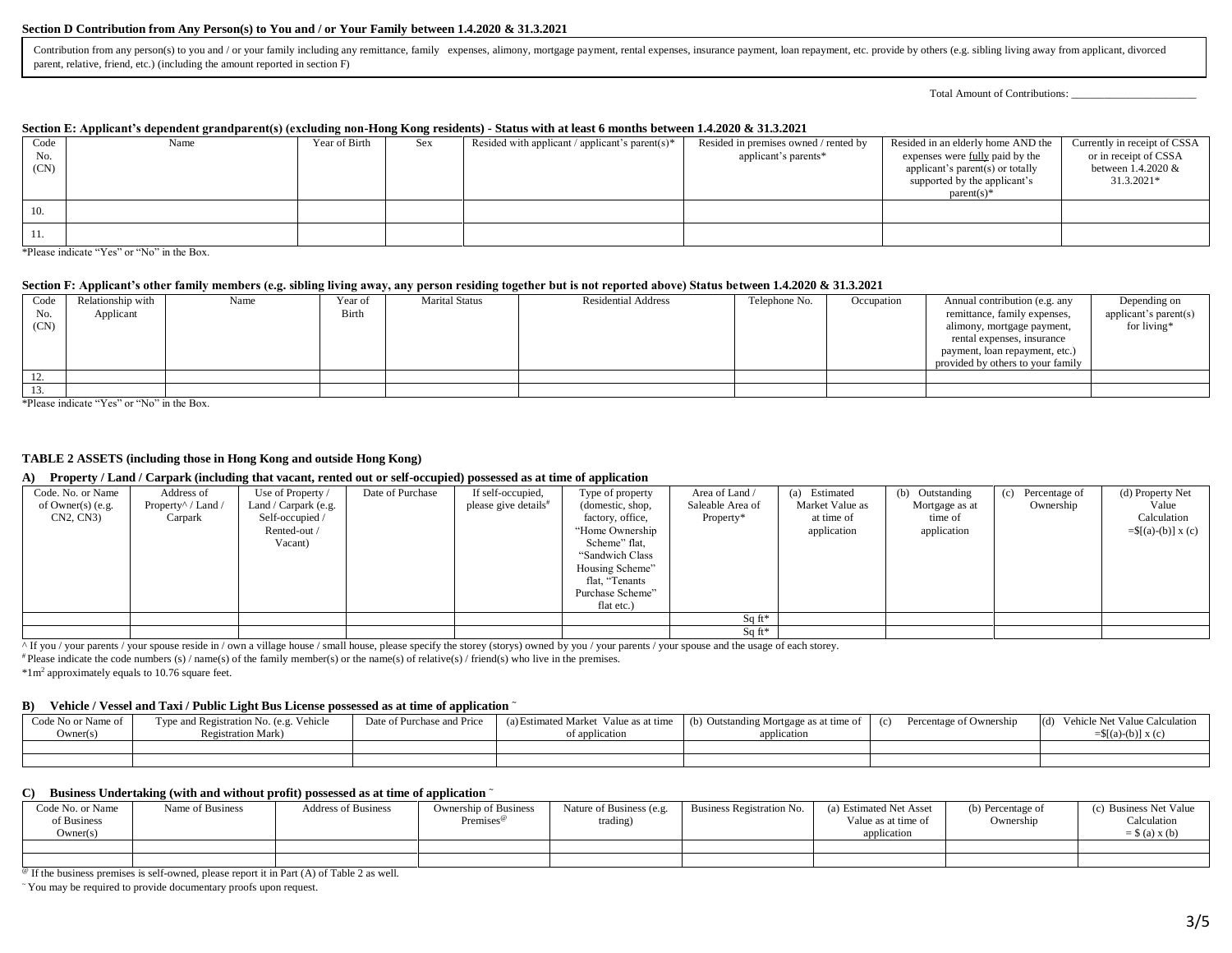#### Section D Contribution from Any Person(s) to You and / or Your Family between 1.4.2020 & 31.3.2021

Contribution from any person(s) to you and / or your family including any remittance, family expenses, alimony, mortgage payment, rental expenses, insurance payment, loan repayment, etc. provide by others (e.g. sibling living away from applicant, divorced parent, relative, friend, etc.) (including the amount reported in section F)

Total Amount of Contributions: ______________________

#### Section E: Applicant's dependent grandparent(s) (excluding non-Hong Kong residents) - Status with at least 6 months between 1.4.2020 & 31.3.2021

| Code No. (CN) | Name | Year of Birth | Sex | Resided with applicant / applicant's parent(s)* | Resided in premises owned / rented by applicant's parents* | Resided in an elderly home AND the expenses were fully paid by the applicant's parent(s) or totally supported by the applicant's parent(s)* | Currently in receipt of CSSA or in receipt of CSSA between 1.4.2020 & 31.3.2021* |
|---|---|---|---|---|---|---|---|
| 10. | | | | | | | |
| 11. | | | | | | | |

*Please indicate "Yes" or "No" in the Box.

#### Section F: Applicant's other family members (e.g. sibling living away, any person residing together but is not reported above) Status between 1.4.2020 & 31.3.2021

| Code No. (CN) | Relationship with Applicant | Name | Year of Birth | Marital Status | Residential Address | Telephone No. | Occupation | Annual contribution (e.g. any remittance, family expenses, alimony, mortgage payment, rental expenses, insurance payment, loan repayment, etc.) provided by others to your family | Depending on applicant's parent(s) for living* |
|---|---|---|---|---|---|---|---|---|---|
| 12. | | | | | | | | | |
| 13. | | | | | | | | | |

*Please indicate "Yes" or "No" in the Box.

### TABLE 2 ASSETS (including those in Hong Kong and outside Hong Kong)

#### A) Property / Land / Carpark (including that vacant, rented out or self-occupied) possessed as at time of application

| Code. No. or Name of Owner(s) (e.g. CN2, CN3) | Address of Property^ / Land / Carpark | Use of Property / Land / Carpark (e.g. Self-occupied / Rented-out / Vacant) | Date of Purchase | If self-occupied, please give details# | Type of property (domestic, shop, factory, office, "Home Ownership Scheme" flat, "Sandwich Class Housing Scheme" flat, "Tenants Purchase Scheme" flat etc.) | Area of Land / Saleable Area of Property* | (a) Estimated Market Value as at time of application | (b) Outstanding Mortgage as at time of application | (c) Percentage of Ownership | (d) Property Net Value Calculation =$[(a)-(b)] x (c) |
|---|---|---|---|---|---|---|---|---|---|---|
| | | | | | | Sq ft* | | | | |
| | | | | | | Sq ft* | | | | |

^ If you / your parents / your spouse reside in / own a village house / small house, please specify the storey (storys) owned by you / your parents / your spouse and the usage of each storey.

# Please indicate the code numbers (s) / name(s) of the family member(s) or the name(s) of relative(s) / friend(s) who live in the premises.

*1m² approximately equals to 10.76 square feet.

#### B) Vehicle / Vessel and Taxi / Public Light Bus License possessed as at time of application ˜

| Code No or Name of Owner(s) | Type and Registration No. (e.g. Vehicle Registration Mark) | Date of Purchase and Price | (a) Estimated Market Value as at time of application | (b) Outstanding Mortgage as at time of application | (c) Percentage of Ownership | (d) Vehicle Net Value Calculation =$[(a)-(b)] x (c) |
|---|---|---|---|---|---|---|
| | | | | | | |
| | | | | | | |

#### C) Business Undertaking (with and without profit) possessed as at time of application ˜

| Code No. or Name of Business Owner(s) | Name of Business | Address of Business | Ownership of Business Premises@ | Nature of Business (e.g. trading) | Business Registration No. | (a) Estimated Net Asset Value as at time of application | (b) Percentage of Ownership | (c) Business Net Value Calculation = $ (a) x (b) |
|---|---|---|---|---|---|---|---|---|
| | | | | | | | | |
| | | | | | | | | |

@ If the business premises is self-owned, please report it in Part (A) of Table 2 as well.

˜ You may be required to provide documentary proofs upon request.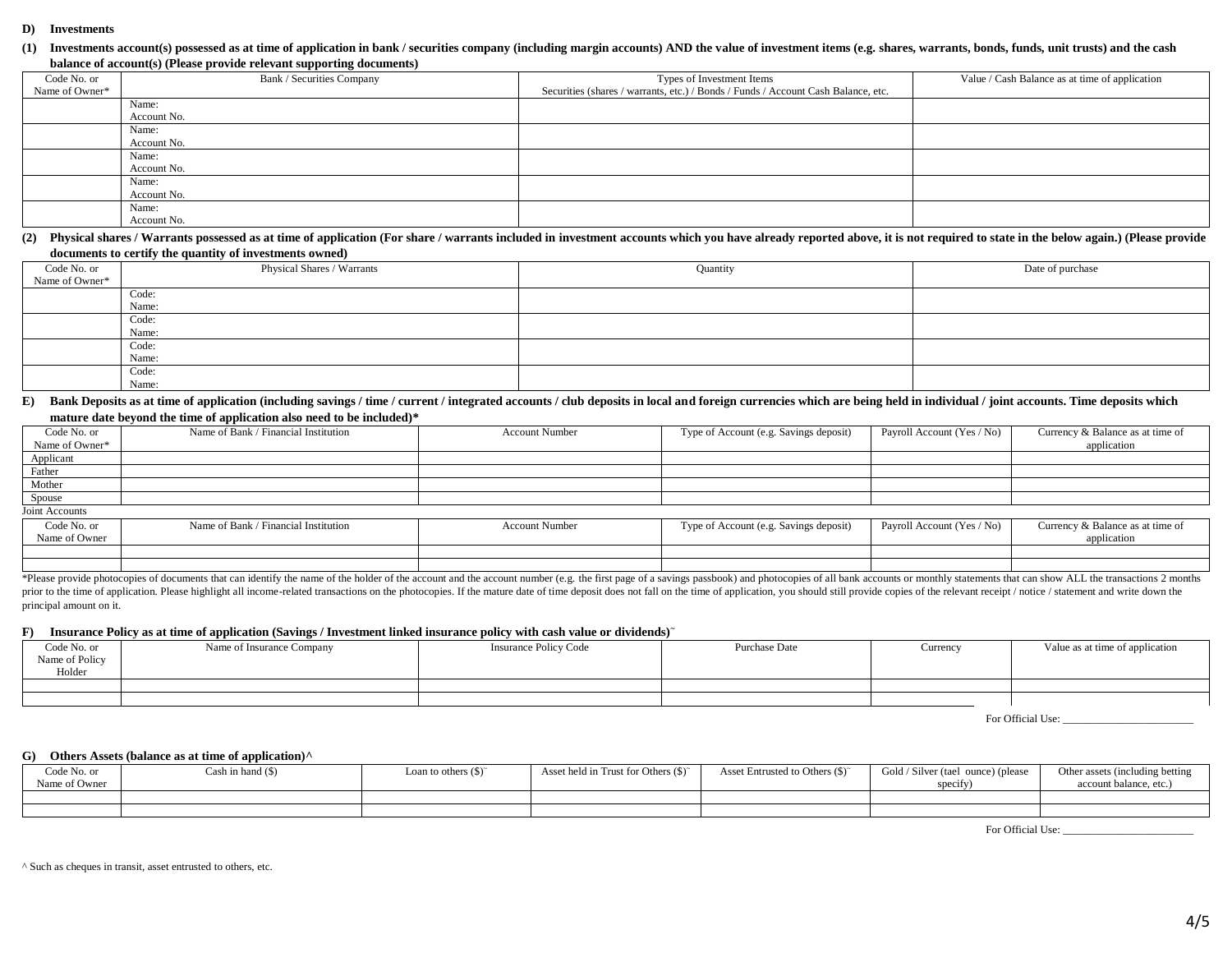**D) Investments**

**(1) Investments account(s) possessed as at time of application in bank / securities company (including margin accounts) AND the value of investment items (e.g. shares, warrants, bonds, funds, unit trusts) and the cash balance of account(s) (Please provide relevant supporting documents)**

| Code No. or Name of Owner* | Bank / Securities Company | Types of Investment Items<br>Securities (shares / warrants, etc.) / Bonds / Funds / Account Cash Balance, etc. | Value / Cash Balance as at time of application |
|---|---|---|---|
| | Name:<br>Account No. | | |
| | Name:<br>Account No. | | |
| | Name:<br>Account No. | | |
| | Name:<br>Account No. | | |
| | Name:<br>Account No. | | |

**(2) Physical shares / Warrants possessed as at time of application (For share / warrants included in investment accounts which you have already reported above, it is not required to state in the below again.) (Please provide documents to certify the quantity of investments owned)**

| Code No. or Name of Owner* | Physical Shares / Warrants | Quantity | Date of purchase |
|---|---|---|---|
| | Code:<br>Name: | | |
| | Code:<br>Name: | | |
| | Code:<br>Name: | | |
| | Code:<br>Name: | | |

**E) Bank Deposits as at time of application (including savings / time / current / integrated accounts / club deposits in local and foreign currencies which are being held in individual / joint accounts. Time deposits which mature date beyond the time of application also need to be included)***

| Code No. or Name of Owner* | Name of Bank / Financial Institution | Account Number | Type of Account (e.g. Savings deposit) | Payroll Account (Yes / No) | Currency & Balance as at time of application |
|---|---|---|---|---|---|
| Applicant | | | | | |
| Father | | | | | |
| Mother | | | | | |
| Spouse | | | | | |

Joint Accounts

| Code No. or Name of Owner | Name of Bank / Financial Institution | Account Number | Type of Account (e.g. Savings deposit) | Payroll Account (Yes / No) | Currency & Balance as at time of application |
|---|---|---|---|---|---|
| | | | | | |
| | | | | | |

*Please provide photocopies of documents that can identify the name of the holder of the account and the account number (e.g. the first page of a savings passbook) and photocopies of all bank accounts or monthly statements that can show ALL the transactions 2 months prior to the time of application. Please highlight all income-related transactions on the photocopies. If the mature date of time deposit does not fall on the time of application, you should still provide copies of the relevant receipt / notice / statement and write down the principal amount on it.

**F) Insurance Policy as at time of application (Savings / Investment linked insurance policy with cash value or dividends)˜**

| Code No. or Name of Policy Holder | Name of Insurance Company | Insurance Policy Code | Purchase Date | Currency | Value as at time of application |
|---|---|---|---|---|---|
| | | | | | |
| | | | | | |

For Official Use: ________________________

**G) Others Assets (balance as at time of application)^**

| Code No. or Name of Owner | Cash in hand ($) | Loan to others ($)˜ | Asset held in Trust for Others ($)˜ | Asset Entrusted to Others ($)˜ | Gold / Silver (tael ounce) (please specify) | Other assets (including betting account balance, etc.) |
|---|---|---|---|---|---|---|
| | | | | | | |
| | | | | | | |

For Official Use: ________________________

^ Such as cheques in transit, asset entrusted to others, etc.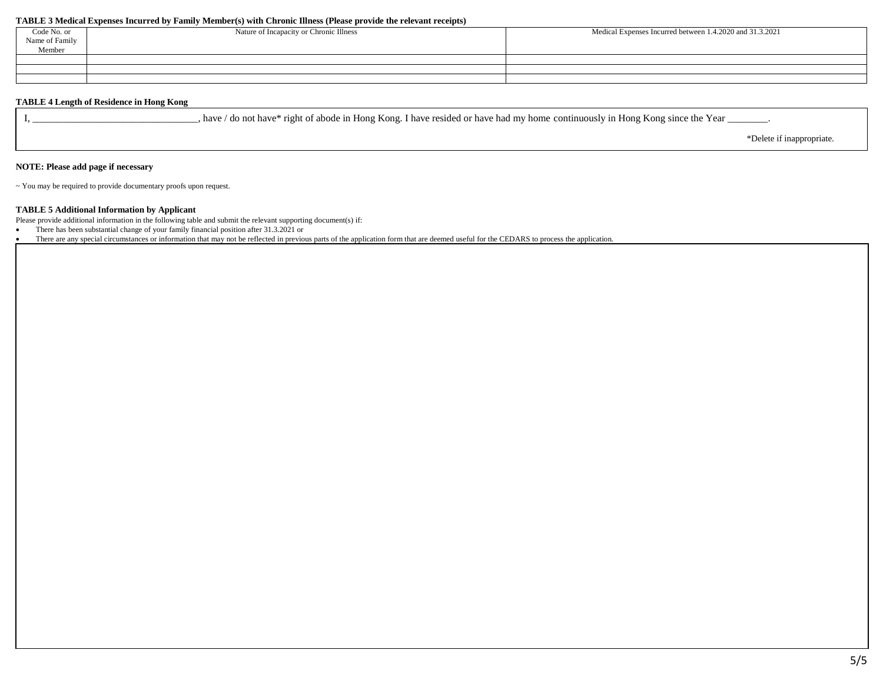**TABLE 3 Medical Expenses Incurred by Family Member(s) with Chronic Illness (Please provide the relevant receipts)**

| Code No. or Name of Family Member | Nature of Incapacity or Chronic Illness | Medical Expenses Incurred between 1.4.2020 and 31.3.2021 |
|---|---|---|
| | | |
| | | |
| | | |

**TABLE 4 Length of Residence in Hong Kong**

I, ________________________________, have / do not have* right of abode in Hong Kong. I have resided or have had my home continuously in Hong Kong since the Year ________.

*Delete if inappropriate.

**NOTE: Please add page if necessary**

~ You may be required to provide documentary proofs upon request.

**TABLE 5 Additional Information by Applicant**

Please provide additional information in the following table and submit the relevant supporting document(s) if:

- There has been substantial change of your family financial position after 31.3.2021 or
- There are any special circumstances or information that may not be reflected in previous parts of the application form that are deemed useful for the CEDARS to process the application.